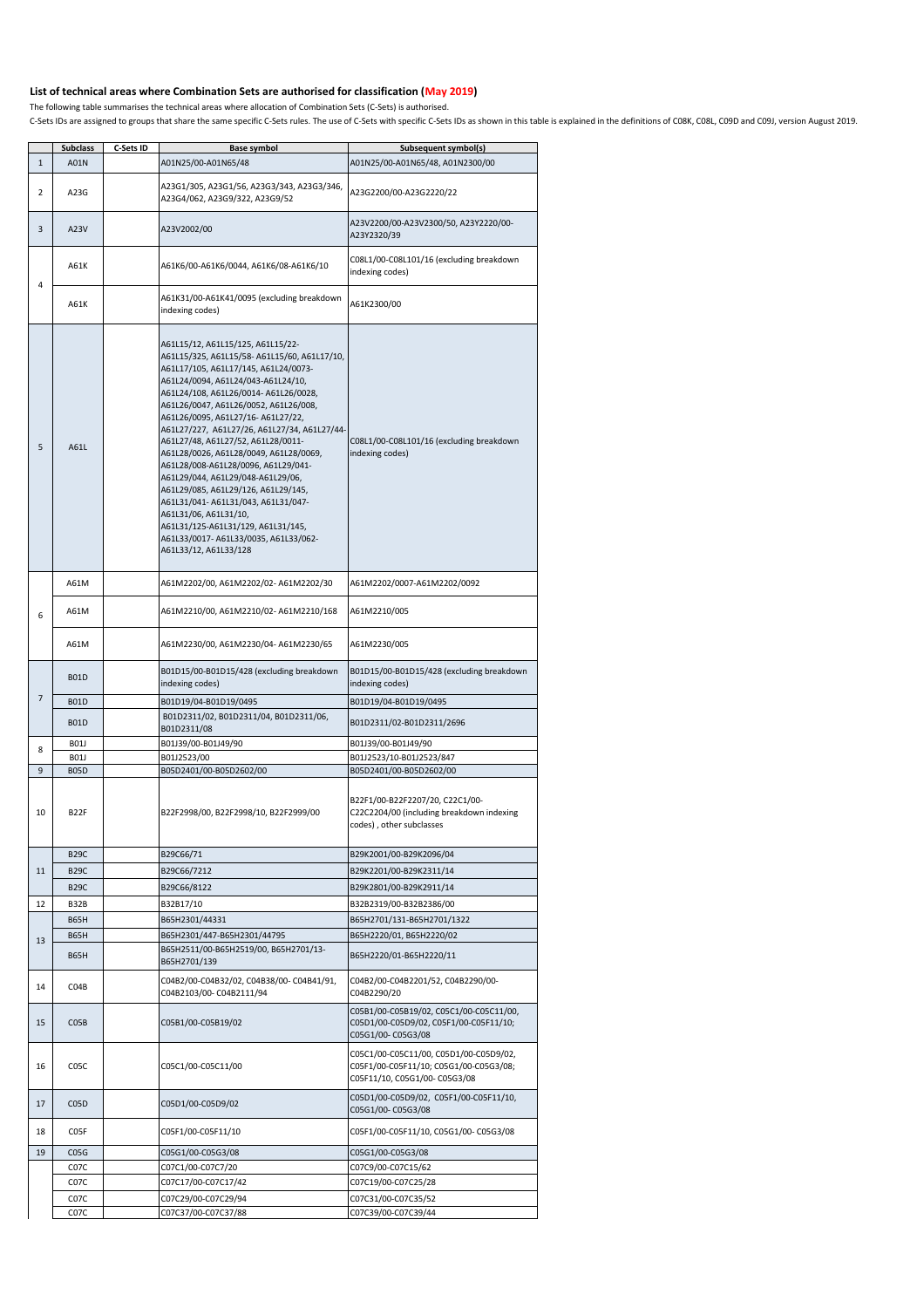## List of technical areas where Combination Sets are authorised for classification (May 2019)

The following table summarises the technical areas where allocation of Combination Sets (C-Sets) is authorised.

C-Sets IDs are assigned to groups that share the same specific C-Sets rules. The use of C-Sets with specific C-Sets IDs as shown in this table is explained in the definitions of C08K, C08L, C09D and C09J, version August 2019.

| | Subclass | C-Sets ID | Base symbol | Subsequent symbol(s) |
|---|---|---|---|---|
| 1 | A01N | | A01N25/00-A01N65/48 | A01N25/00-A01N65/48, A01N2300/00 |
| 2 | A23G | | A23G1/305, A23G1/56, A23G3/343, A23G3/346, A23G4/062, A23G9/322, A23G9/52 | A23G2200/00-A23G2220/22 |
| 3 | A23V | | A23V2002/00 | A23V2200/00-A23V2300/50, A23Y2220/00-A23Y2320/39 |
| 4 | A61K | | A61K6/00-A61K6/0044, A61K6/08-A61K6/10 | C08L1/00-C08L101/16 (excluding breakdown indexing codes) |
| | A61K | | A61K31/00-A61K41/0095 (excluding breakdown indexing codes) | A61K2300/00 |
| 5 | A61L | | A61L15/12, A61L15/125, A61L15/22-A61L15/325, A61L15/58- A61L15/60, A61L17/10, A61L17/105, A61L17/145, A61L24/0073-A61L24/0094, A61L24/043-A61L24/10, A61L24/108, A61L26/0014- A61L26/0028, A61L26/0047, A61L26/0052, A61L26/008, A61L26/0095, A61L27/16- A61L27/22, A61L27/227, A61L27/26, A61L27/34, A61L27/44-A61L27/48, A61L27/52, A61L28/0011-A61L28/0026, A61L28/0049, A61L28/0069, A61L28/008-A61L28/0096, A61L29/041-A61L29/044, A61L29/048-A61L29/06, A61L29/085, A61L29/126, A61L29/145, A61L31/041- A61L31/043, A61L31/047-A61L31/06, A61L31/10, A61L31/125-A61L31/129, A61L31/145, A61L33/0017- A61L33/0035, A61L33/062-A61L33/12, A61L33/128 | C08L1/00-C08L101/16 (excluding breakdown indexing codes) |
| 6 | A61M | | A61M2202/00, A61M2202/02- A61M2202/30 | A61M2202/0007-A61M2202/0092 |
| | A61M | | A61M2210/00, A61M2210/02- A61M2210/168 | A61M2210/005 |
| | A61M | | A61M2230/00, A61M2230/04- A61M2230/65 | A61M2230/005 |
| 7 | B01D | | B01D15/00-B01D15/428 (excluding breakdown indexing codes) | B01D15/00-B01D15/428 (excluding breakdown indexing codes) |
| | B01D | | B01D19/04-B01D19/0495 | B01D19/04-B01D19/0495 |
| | B01D | | B01D2311/02, B01D2311/04, B01D2311/06, B01D2311/08 | B01D2311/02-B01D2311/2696 |
| 8 | B01J | | B01J39/00-B01J49/90 | B01J39/00-B01J49/90 |
| | B01J | | B01J2523/00 | B01J2523/10-B01J2523/847 |
| 9 | B05D | | B05D2401/00-B05D2602/00 | B05D2401/00-B05D2602/00 |
| 10 | B22F | | B22F2998/00, B22F2998/10, B22F2999/00 | B22F1/00-B22F2207/20, C22C1/00-C22C2204/00 (including breakdown indexing codes) , other subclasses |
| 11 | B29C | | B29C66/71 | B29K2001/00-B29K2096/04 |
| | B29C | | B29C66/7212 | B29K2201/00-B29K2311/14 |
| | B29C | | B29C66/8122 | B29K2801/00-B29K2911/14 |
| 12 | B32B | | B32B17/10 | B32B2319/00-B32B2386/00 |
| 13 | B65H | | B65H2301/44331 | B65H2701/131-B65H2701/1322 |
| | B65H | | B65H2301/447-B65H2301/44795 | B65H2220/01, B65H2220/02 |
| | B65H | | B65H2511/00-B65H2519/00, B65H2701/13-B65H2701/139 | B65H2220/01-B65H2220/11 |
| 14 | C04B | | C04B2/00-C04B32/02, C04B38/00- C04B41/91, C04B2103/00- C04B2111/94 | C04B2/00-C04B2201/52, C04B2290/00-C04B2290/20 |
| 15 | C05B | | C05B1/00-C05B19/02 | C05B1/00-C05B19/02, C05C1/00-C05C11/00, C05D1/00-C05D9/02, C05F1/00-C05F11/10; C05G1/00- C05G3/08 |
| 16 | C05C | | C05C1/00-C05C11/00 | C05C1/00-C05C11/00, C05D1/00-C05D9/02, C05F1/00-C05F11/10; C05G1/00-C05G3/08; C05F11/10, C05G1/00- C05G3/08 |
| 17 | C05D | | C05D1/00-C05D9/02 | C05D1/00-C05D9/02, C05F1/00-C05F11/10, C05G1/00- C05G3/08 |
| 18 | C05F | | C05F1/00-C05F11/10 | C05F1/00-C05F11/10, C05G1/00- C05G3/08 |
| 19 | C05G | | C05G1/00-C05G3/08 | C05G1/00-C05G3/08 |
| | C07C | | C07C1/00-C07C7/20 | C07C9/00-C07C15/62 |
| | C07C | | C07C17/00-C07C17/42 | C07C19/00-C07C25/28 |
| | C07C | | C07C29/00-C07C29/94 | C07C31/00-C07C35/52 |
| | C07C | | C07C37/00-C07C37/88 | C07C39/00-C07C39/44 |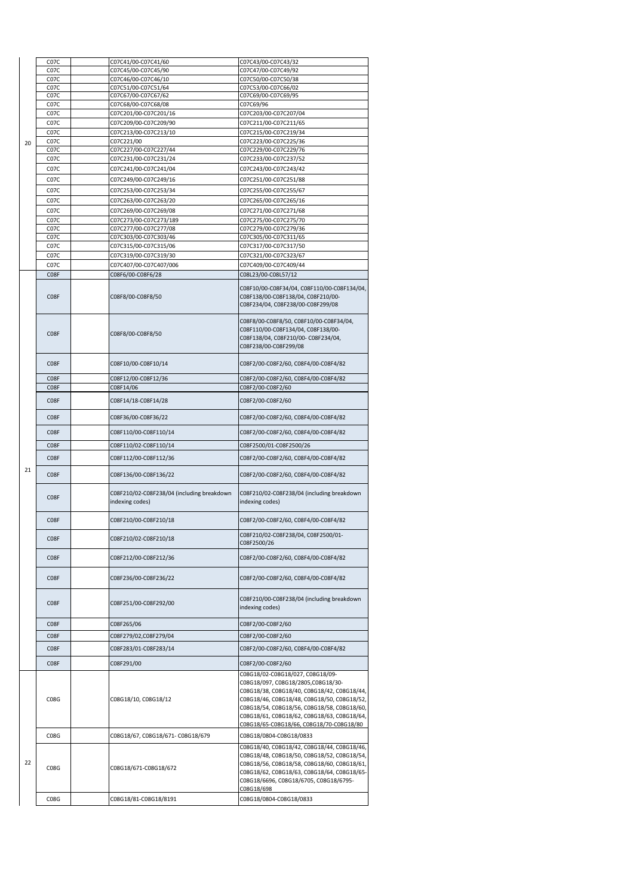| | | | | |
|---|---|---|---|---|
| 20 | C07C | | C07C41/00-C07C41/60 | C07C43/00-C07C43/32 |
| | C07C | | C07C45/00-C07C45/90 | C07C47/00-C07C49/92 |
| | C07C | | C07C46/00-C07C46/10 | C07C50/00-C07C50/38 |
| | C07C | | C07C51/00-C07C51/64 | C07C53/00-C07C66/02 |
| | C07C | | C07C67/00-C07C67/62 | C07C69/00-C07C69/95 |
| | C07C | | C07C68/00-C07C68/08 | C07C69/96 |
| | C07C | | C07C201/00-C07C201/16 | C07C203/00-C07C207/04 |
| | C07C | | C07C209/00-C07C209/90 | C07C211/00-C07C211/65 |
| | C07C | | C07C213/00-C07C213/10 | C07C215/00-C07C219/34 |
| | C07C | | C07C221/00 | C07C223/00-C07C225/36 |
| | C07C | | C07C227/00-C07C227/44 | C07C229/00-C07C229/76 |
| | C07C | | C07C231/00-C07C231/24 | C07C233/00-C07C237/52 |
| | C07C | | C07C241/00-C07C241/04 | C07C243/00-C07C243/42 |
| | C07C | | C07C249/00-C07C249/16 | C07C251/00-C07C251/88 |
| | C07C | | C07C253/00-C07C253/34 | C07C255/00-C07C255/67 |
| | C07C | | C07C263/00-C07C263/20 | C07C265/00-C07C265/16 |
| | C07C | | C07C269/00-C07C269/08 | C07C271/00-C07C271/68 |
| | C07C | | C07C273/00-C07C273/189 | C07C275/00-C07C275/70 |
| | C07C | | C07C277/00-C07C277/08 | C07C279/00-C07C279/36 |
| | C07C | | C07C303/00-C07C303/46 | C07C305/00-C07C311/65 |
| | C07C | | C07C315/00-C07C315/06 | C07C317/00-C07C317/50 |
| | C07C | | C07C319/00-C07C319/30 | C07C321/00-C07C323/67 |
| | C07C | | C07C407/00-C07C407/006 | C07C409/00-C07C409/44 |
| 21 | C08F | | C08F6/00-C08F6/28 | C08L23/00-C08L57/12 |
| | C08F | | C08F8/00-C08F8/50 | C08F10/00-C08F34/04, C08F110/00-C08F134/04, C08F138/00-C08F138/04, C08F210/00-C08F234/04, C08F238/00-C08F299/08 |
| | C08F | | C08F8/00-C08F8/50 | C08F8/00-C08F8/50, C08F10/00-C08F34/04, C08F110/00-C08F134/04, C08F138/00-C08F138/04, C08F210/00- C08F234/04, C08F238/00-C08F299/08 |
| | C08F | | C08F10/00-C08F10/14 | C08F2/00-C08F2/60, C08F4/00-C08F4/82 |
| | C08F | | C08F12/00-C08F12/36 | C08F2/00-C08F2/60, C08F4/00-C08F4/82 |
| | C08F | | C08F14/06 | C08F2/00-C08F2/60 |
| | C08F | | C08F14/18-C08F14/28 | C08F2/00-C08F2/60 |
| | C08F | | C08F36/00-C08F36/22 | C08F2/00-C08F2/60, C08F4/00-C08F4/82 |
| | C08F | | C08F110/00-C08F110/14 | C08F2/00-C08F2/60, C08F4/00-C08F4/82 |
| | C08F | | C08F110/02-C08F110/14 | C08F2500/01-C08F2500/26 |
| | C08F | | C08F112/00-C08F112/36 | C08F2/00-C08F2/60, C08F4/00-C08F4/82 |
| | C08F | | C08F136/00-C08F136/22 | C08F2/00-C08F2/60, C08F4/00-C08F4/82 |
| | C08F | | C08F210/02-C08F238/04 (including breakdown indexing codes) | C08F210/02-C08F238/04 (including breakdown indexing codes) |
| | C08F | | C08F210/00-C08F210/18 | C08F2/00-C08F2/60, C08F4/00-C08F4/82 |
| | C08F | | C08F210/02-C08F210/18 | C08F210/02-C08F238/04, C08F2500/01-C08F2500/26 |
| | C08F | | C08F212/00-C08F212/36 | C08F2/00-C08F2/60, C08F4/00-C08F4/82 |
| | C08F | | C08F236/00-C08F236/22 | C08F2/00-C08F2/60, C08F4/00-C08F4/82 |
| | C08F | | C08F251/00-C08F292/00 | C08F210/00-C08F238/04 (including breakdown indexing codes) |
| | C08F | | C08F265/06 | C08F2/00-C08F2/60 |
| | C08F | | C08F279/02,C08F279/04 | C08F2/00-C08F2/60 |
| | C08F | | C08F283/01-C08F283/14 | C08F2/00-C08F2/60, C08F4/00-C08F4/82 |
| | C08F | | C08F291/00 | C08F2/00-C08F2/60 |
| 22 | C08G | | C08G18/10, C08G18/12 | C08G18/02-C08G18/027, C08G18/09-C08G18/097, C08G18/2805,C08G18/30-C08G18/38, C08G18/40, C08G18/42, C08G18/44, C08G18/46, C08G18/48, C08G18/50, C08G18/52, C08G18/54, C08G18/56, C08G18/58, C08G18/60, C08G18/61, C08G18/62, C08G18/63, C08G18/64, C08G18/65-C08G18/66, C08G18/70-C08G18/80 |
| | C08G | | C08G18/67, C08G18/671- C08G18/679 | C08G18/0804-C08G18/0833 |
| | C08G | | C08G18/671-C08G18/672 | C08G18/40, C08G18/42, C08G18/44, C08G18/46, C08G18/48, C08G18/50, C08G18/52, C08G18/54, C08G18/56, C08G18/58, C08G18/60, C08G18/61, C08G18/62, C08G18/63, C08G18/64, C08G18/65-C08G18/6696, C08G18/6705, C08G18/6795-C08G18/698 |
| | C08G | | C08G18/81-C08G18/8191 | C08G18/0804-C08G18/0833 |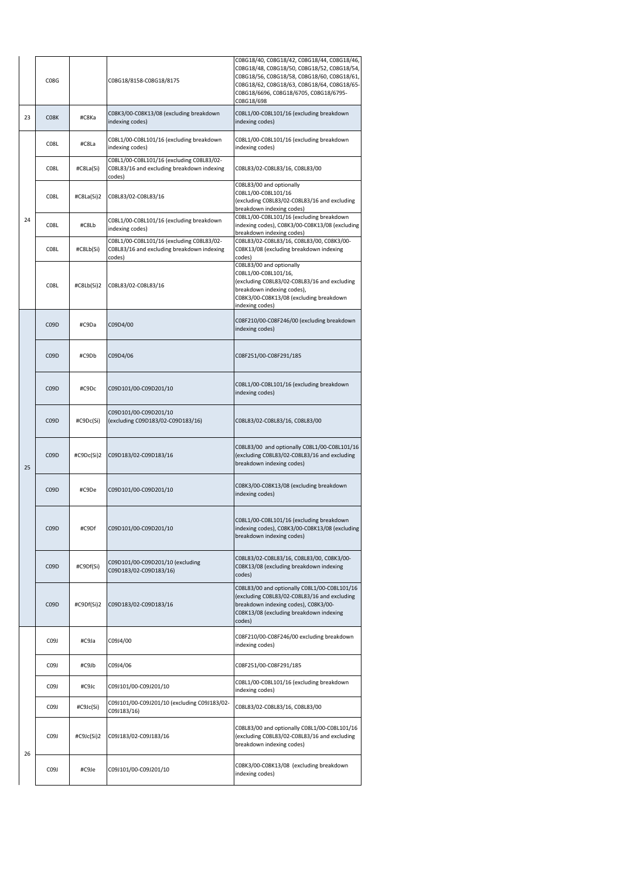| | | | | |
|---|---|---|---|---|
| | C08G | | C08G18/8158-C08G18/8175 | C08G18/40, C08G18/42, C08G18/44, C08G18/46, C08G18/48, C08G18/50, C08G18/52, C08G18/54, C08G18/56, C08G18/58, C08G18/60, C08G18/61, C08G18/62, C08G18/63, C08G18/64, C08G18/65-C08G18/6696, C08G18/6705, C08G18/6795-C08G18/698 |
| 23 | C08K | #C8Ka | C08K3/00-C08K13/08 (excluding breakdown indexing codes) | C08L1/00-C08L101/16 (excluding breakdown indexing codes) |
| 24 | C08L | #C8La | C08L1/00-C08L101/16 (excluding breakdown indexing codes) | C08L1/00-C08L101/16 (excluding breakdown indexing codes) |
| | C08L | #C8La(Si) | C08L1/00-C08L101/16 (excluding C08L83/02-C08L83/16 and excluding breakdown indexing codes) | C08L83/02-C08L83/16, C08L83/00 |
| | C08L | #C8La(Si)2 | C08L83/02-C08L83/16 | C08L83/00 and optionally C08L1/00-C08L101/16 (excluding C08L83/02-C08L83/16 and excluding breakdown indexing codes) |
| | C08L | #C8Lb | C08L1/00-C08L101/16 (excluding breakdown indexing codes) | C08L1/00-C08L101/16 (excluding breakdown indexing codes), C08K3/00-C08K13/08 (excluding breakdown indexing codes) |
| | C08L | #C8Lb(Si) | C08L1/00-C08L101/16 (excluding C08L83/02-C08L83/16 and excluding breakdown indexing codes) | C08L83/02-C08L83/16, C08L83/00, C08K3/00-C08K13/08 (excluding breakdown indexing codes) |
| | C08L | #C8Lb(Si)2 | C08L83/02-C08L83/16 | C08L83/00 and optionally C08L1/00-C08L101/16, (excluding C08L83/02-C08L83/16 and excluding breakdown indexing codes), C08K3/00-C08K13/08 (excluding breakdown indexing codes) |
| 25 | C09D | #C9Da | C09D4/00 | C08F210/00-C08F246/00 (excluding breakdown indexing codes) |
| | C09D | #C9Db | C09D4/06 | C08F251/00-C08F291/185 |
| | C09D | #C9Dc | C09D101/00-C09D201/10 | C08L1/00-C08L101/16 (excluding breakdown indexing codes) |
| | C09D | #C9Dc(Si) | C09D101/00-C09D201/10 (excluding C09D183/02-C09D183/16) | C08L83/02-C08L83/16, C08L83/00 |
| | C09D | #C9Dc(Si)2 | C09D183/02-C09D183/16 | C08L83/00 and optionally C08L1/00-C08L101/16 (excluding C08L83/02-C08L83/16 and excluding breakdown indexing codes) |
| | C09D | #C9De | C09D101/00-C09D201/10 | C08K3/00-C08K13/08 (excluding breakdown indexing codes) |
| | C09D | #C9Df | C09D101/00-C09D201/10 | C08L1/00-C08L101/16 (excluding breakdown indexing codes), C08K3/00-C08K13/08 (excluding breakdown indexing codes) |
| | C09D | #C9Df(Si) | C09D101/00-C09D201/10 (excluding C09D183/02-C09D183/16) | C08L83/02-C08L83/16, C08L83/00, C08K3/00-C08K13/08 (excluding breakdown indexing codes) |
| | C09D | #C9Df(Si)2 | C09D183/02-C09D183/16 | C08L83/00 and optionally C08L1/00-C08L101/16 (excluding C08L83/02-C08L83/16 and excluding breakdown indexing codes), C08K3/00-C08K13/08 (excluding breakdown indexing codes) |
| 26 | C09J | #C9Ja | C09J4/00 | C08F210/00-C08F246/00 excluding breakdown indexing codes) |
| | C09J | #C9Jb | C09J4/06 | C08F251/00-C08F291/185 |
| | C09J | #C9Jc | C09J101/00-C09J201/10 | C08L1/00-C08L101/16 (excluding breakdown indexing codes) |
| | C09J | #C9Jc(Si) | C09J101/00-C09J201/10 (excluding C09J183/02-C09J183/16) | C08L83/02-C08L83/16, C08L83/00 |
| | C09J | #C9Jc(Si)2 | C09J183/02-C09J183/16 | C08L83/00 and optionally C08L1/00-C08L101/16 (excluding C08L83/02-C08L83/16 and excluding breakdown indexing codes) |
| | C09J | #C9Je | C09J101/00-C09J201/10 | C08K3/00-C08K13/08 (excluding breakdown indexing codes) |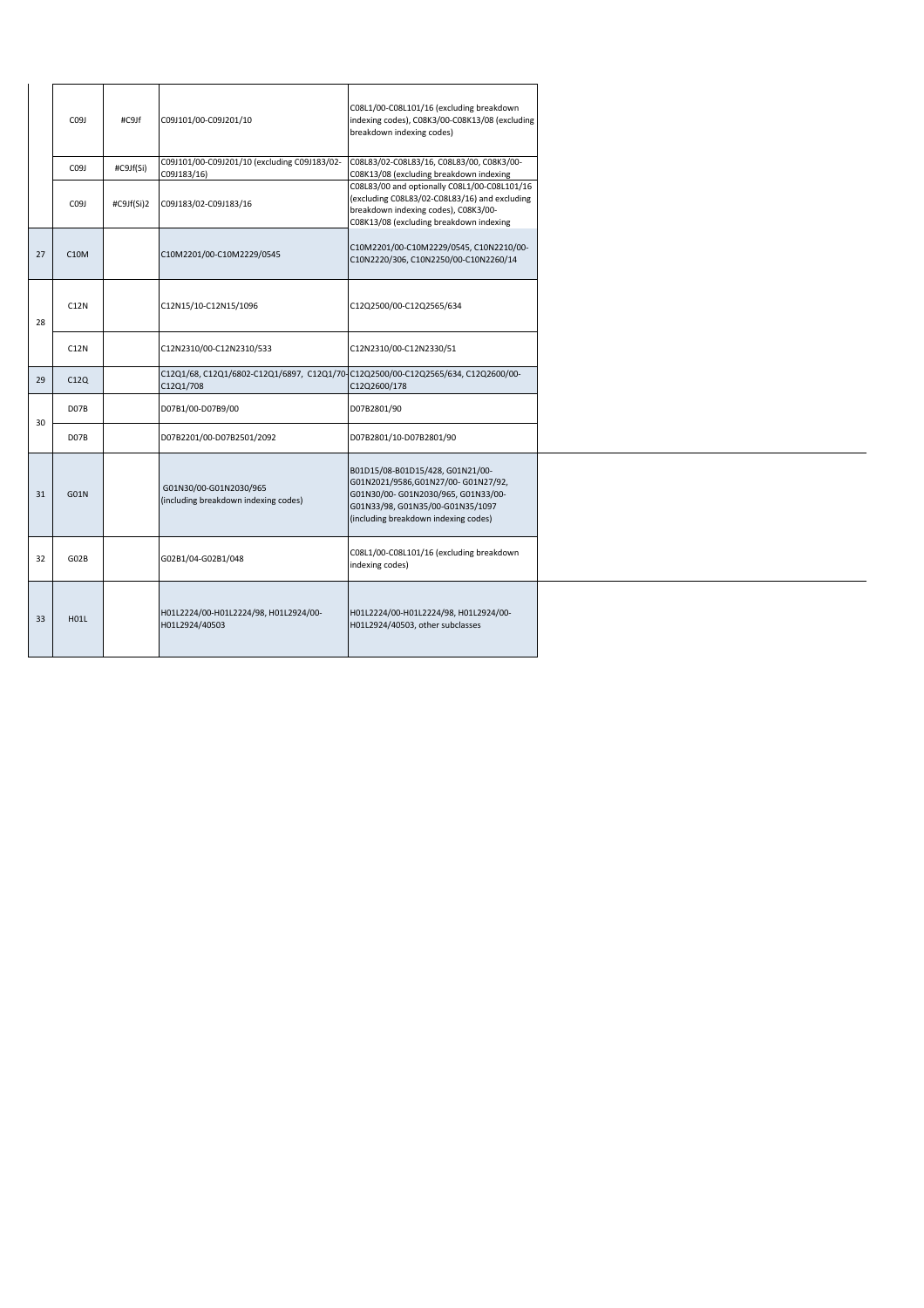| | | | | |
|---|---|---|---|---|
| | C09J | #C9Jf | C09J101/00-C09J201/10 | C08L1/00-C08L101/16 (excluding breakdown indexing codes), C08K3/00-C08K13/08 (excluding breakdown indexing codes) |
| | C09J | #C9Jf(Si) | C09J101/00-C09J201/10 (excluding C09J183/02-C09J183/16) | C08L83/02-C08L83/16, C08L83/00, C08K3/00-C08K13/08 (excluding breakdown indexing |
| | C09J | #C9Jf(Si)2 | C09J183/02-C09J183/16 | C08L83/00 and optionally C08L1/00-C08L101/16 (excluding C08L83/02-C08L83/16) and excluding breakdown indexing codes), C08K3/00-C08K13/08 (excluding breakdown indexing |
| 27 | C10M | | C10M2201/00-C10M2229/0545 | C10M2201/00-C10M2229/0545, C10N2210/00-C10N2220/306, C10N2250/00-C10N2260/14 |
| 28 | C12N | | C12N15/10-C12N15/1096 | C12Q2500/00-C12Q2565/634 |
| | C12N | | C12N2310/00-C12N2310/533 | C12N2310/00-C12N2330/51 |
| 29 | C12Q | | C12Q1/68, C12Q1/6802-C12Q1/6897, C12Q1/70-C12Q1/708 | C12Q2500/00-C12Q2565/634, C12Q2600/00-C12Q2600/178 |
| 30 | D07B | | D07B1/00-D07B9/00 | D07B2801/90 |
| | D07B | | D07B2201/00-D07B2501/2092 | D07B2801/10-D07B2801/90 |
| 31 | G01N | | G01N30/00-G01N2030/965 (including breakdown indexing codes) | B01D15/08-B01D15/428, G01N21/00-G01N2021/9586,G01N27/00- G01N27/92, G01N30/00- G01N2030/965, G01N33/00-G01N33/98, G01N35/00-G01N35/1097 (including breakdown indexing codes) |
| 32 | G02B | | G02B1/04-G02B1/048 | C08L1/00-C08L101/16 (excluding breakdown indexing codes) |
| 33 | H01L | | H01L2224/00-H01L2224/98, H01L2924/00-H01L2924/40503 | H01L2224/00-H01L2224/98, H01L2924/00-H01L2924/40503, other subclasses |